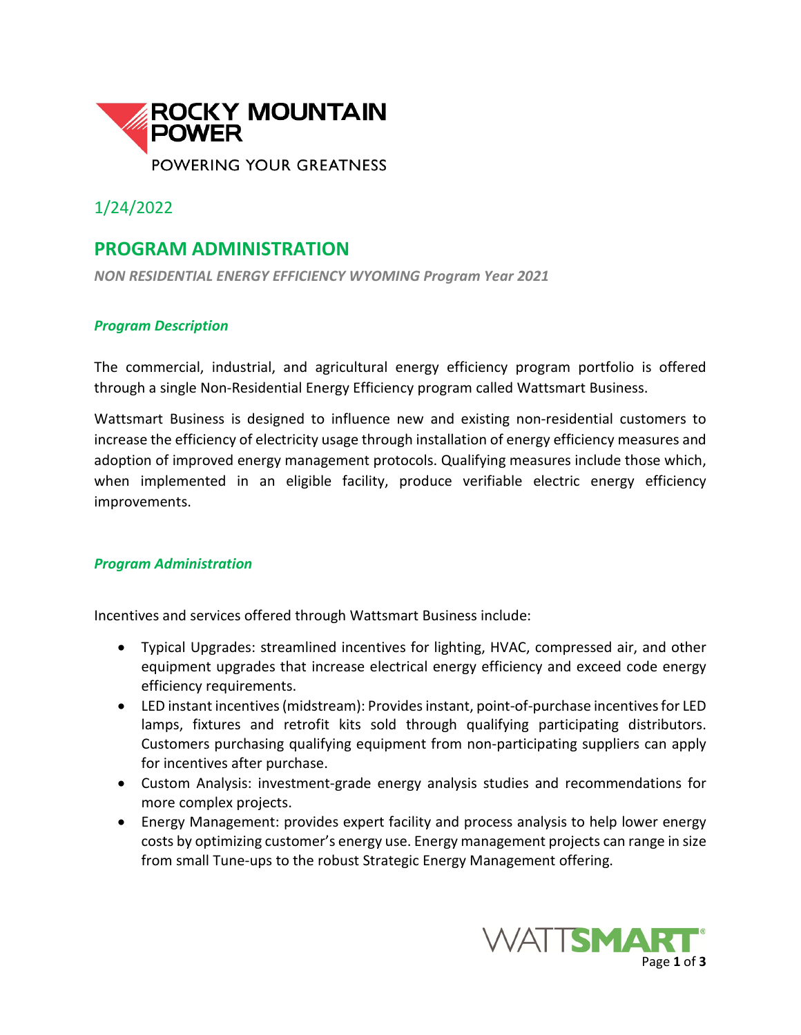ROCKY MOUNTAIN POWER

POWERING YOUR GREATNESS

1/24/2022

# PROGRAM ADMINISTRATION

*NON RESIDENTIAL ENERGY EFFICIENCY WYOMING Program Year 2021*

### *Program Description*

The commercial, industrial, and agricultural energy efficiency program portfolio is offered through a single Non-Residential Energy Efficiency program called Wattsmart Business.

Wattsmart Business is designed to influence new and existing non-residential customers to increase the efficiency of electricity usage through installation of energy efficiency measures and adoption of improved energy management protocols. Qualifying measures include those which, when implemented in an eligible facility, produce verifiable electric energy efficiency improvements.

### *Program Administration*

Incentives and services offered through Wattsmart Business include:

- Typical Upgrades: streamlined incentives for lighting, HVAC, compressed air, and other equipment upgrades that increase electrical energy efficiency and exceed code energy efficiency requirements.
- LED instant incentives (midstream): Provides instant, point-of-purchase incentives for LED lamps, fixtures and retrofit kits sold through qualifying participating distributors. Customers purchasing qualifying equipment from non-participating suppliers can apply for incentives after purchase.
- Custom Analysis: investment-grade energy analysis studies and recommendations for more complex projects.
- Energy Management: provides expert facility and process analysis to help lower energy costs by optimizing customer's energy use. Energy management projects can range in size from small Tune-ups to the robust Strategic Energy Management offering.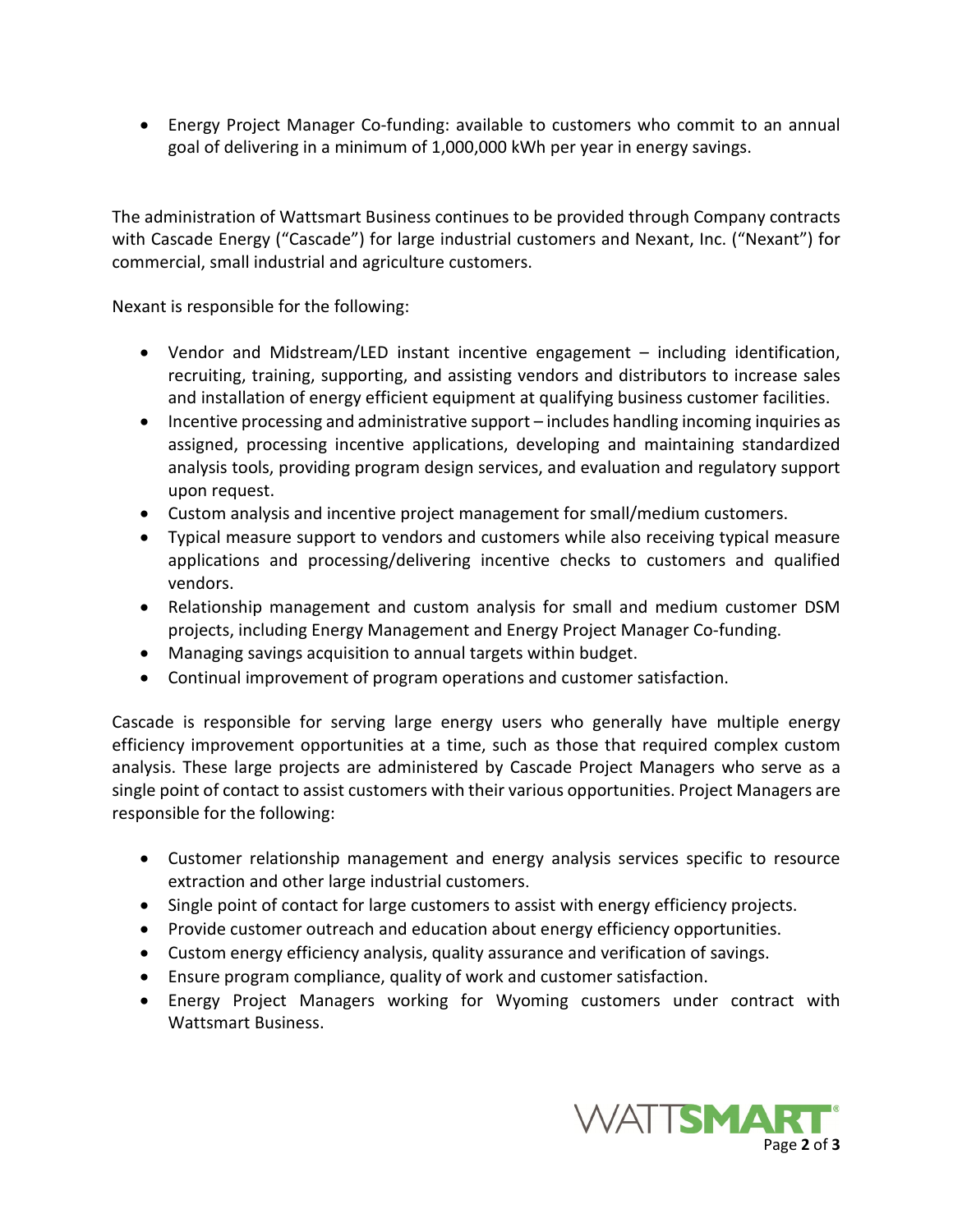- Energy Project Manager Co-funding: available to customers who commit to an annual goal of delivering in a minimum of 1,000,000 kWh per year in energy savings.

The administration of Wattsmart Business continues to be provided through Company contracts with Cascade Energy ("Cascade") for large industrial customers and Nexant, Inc. ("Nexant") for commercial, small industrial and agriculture customers.

Nexant is responsible for the following:

- Vendor and Midstream/LED instant incentive engagement – including identification, recruiting, training, supporting, and assisting vendors and distributors to increase sales and installation of energy efficient equipment at qualifying business customer facilities.
- Incentive processing and administrative support – includes handling incoming inquiries as assigned, processing incentive applications, developing and maintaining standardized analysis tools, providing program design services, and evaluation and regulatory support upon request.
- Custom analysis and incentive project management for small/medium customers.
- Typical measure support to vendors and customers while also receiving typical measure applications and processing/delivering incentive checks to customers and qualified vendors.
- Relationship management and custom analysis for small and medium customer DSM projects, including Energy Management and Energy Project Manager Co-funding.
- Managing savings acquisition to annual targets within budget.
- Continual improvement of program operations and customer satisfaction.

Cascade is responsible for serving large energy users who generally have multiple energy efficiency improvement opportunities at a time, such as those that required complex custom analysis. These large projects are administered by Cascade Project Managers who serve as a single point of contact to assist customers with their various opportunities. Project Managers are responsible for the following:

- Customer relationship management and energy analysis services specific to resource extraction and other large industrial customers.
- Single point of contact for large customers to assist with energy efficiency projects.
- Provide customer outreach and education about energy efficiency opportunities.
- Custom energy efficiency analysis, quality assurance and verification of savings.
- Ensure program compliance, quality of work and customer satisfaction.
- Energy Project Managers working for Wyoming customers under contract with Wattsmart Business.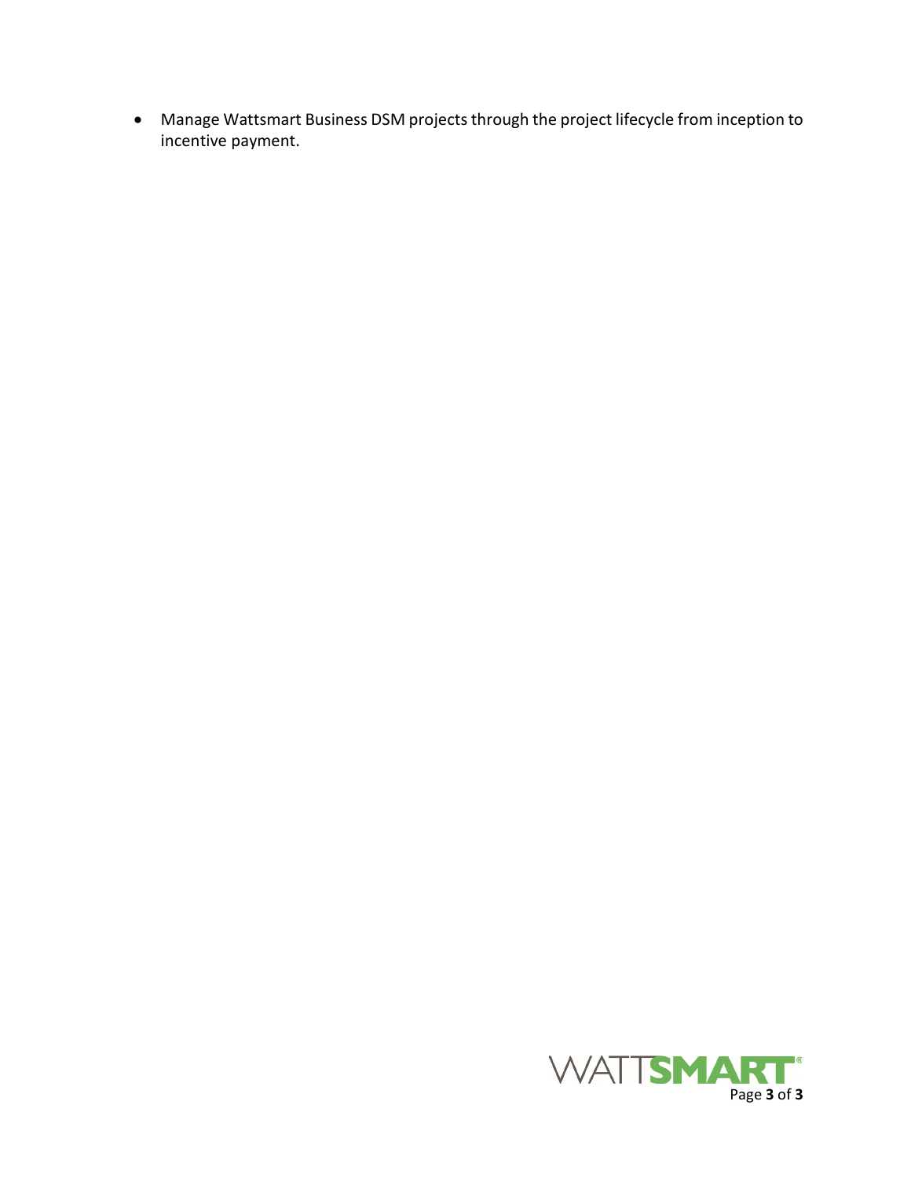- Manage Wattsmart Business DSM projects through the project lifecycle from inception to incentive payment.